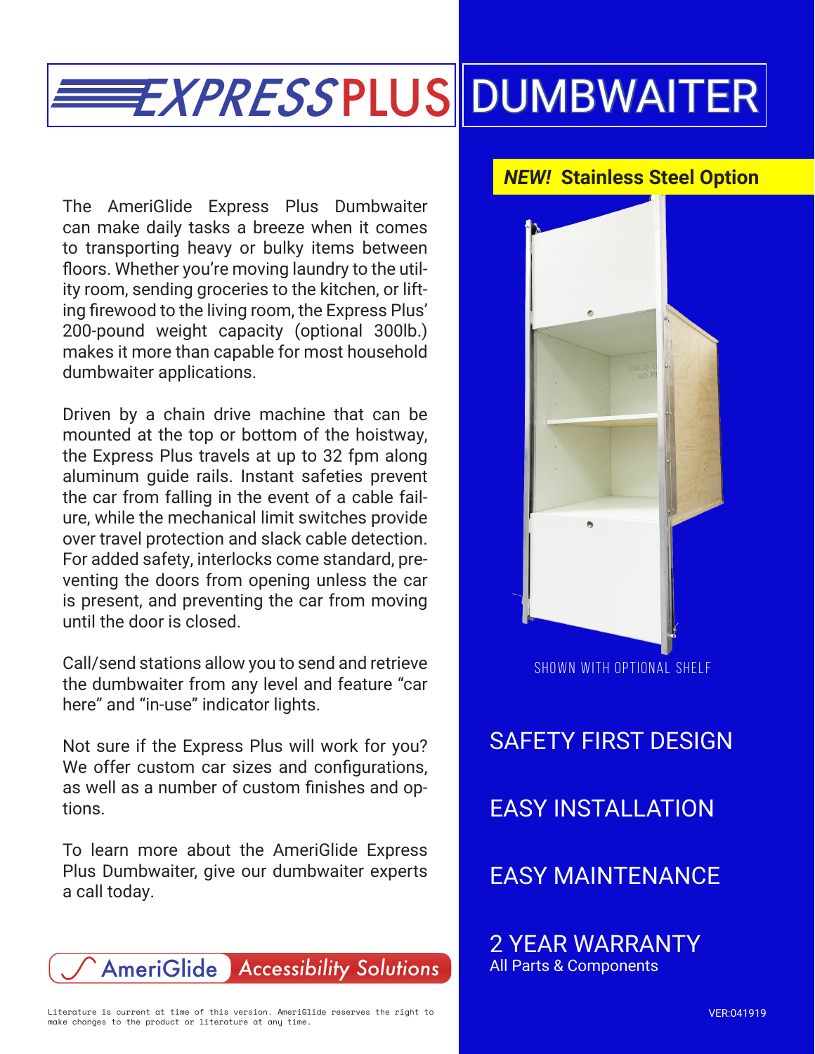# EXPRESSPLUS DUMBWAITER

The AmeriGlide Express Plus Dumbwaiter can make daily tasks a breeze when it comes to transporting heavy or bulky items between floors. Whether you're moving laundry to the utility room, sending groceries to the kitchen, or lifting firewood to the living room, the Express Plus' 200-pound weight capacity (optional 300lb.) makes it more than capable for most household dumbwaiter applications.

Driven by a chain drive machine that can be mounted at the top or bottom of the hoistway, the Express Plus travels at up to 32 fpm along aluminum guide rails. Instant safeties prevent the car from falling in the event of a cable failure, while the mechanical limit switches provide over travel protection and slack cable detection. For added safety, interlocks come standard, preventing the doors from opening unless the car is present, and preventing the car from moving until the door is closed.

Call/send stations allow you to send and retrieve the dumbwaiter from any level and feature "car here" and "in-use" indicator lights.

Not sure if the Express Plus will work for you? We offer custom car sizes and configurations, as well as a number of custom finishes and options.

To learn more about the AmeriGlide Express Plus Dumbwaiter, give our dumbwaiter experts a call today.

AmeriGlide Accessibility Solutions

***NEW!* Stainless Steel Option**

SHOWN WITH OPTIONAL SHELF

## SAFETY FIRST DESIGN

## EASY INSTALLATION

## EASY MAINTENANCE

## 2 YEAR WARRANTY

All Parts & Components

Literature is current at time of this version. AmeriGlide reserves the right to make changes to the product or literature at any time.

VER:041919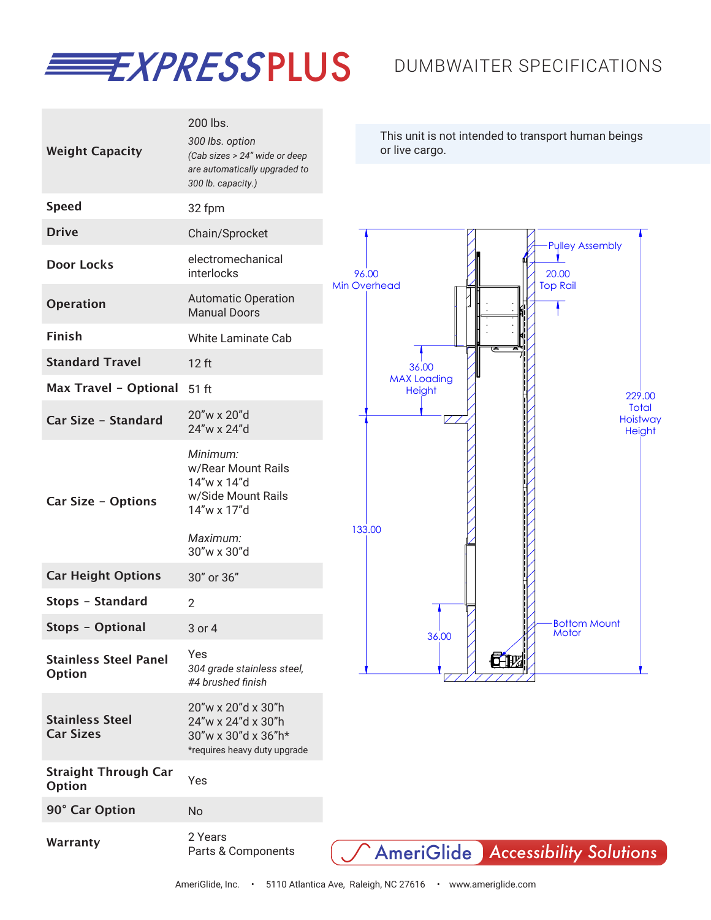# EXPRESSPLUS

## DUMBWAITER SPECIFICATIONS

| | |
|---|---|
| **Weight Capacity** | 200 lbs.<br>*300 lbs. option*<br>*(Cab sizes > 24" wide or deep are automatically upgraded to 300 lb. capacity.)* |
| **Speed** | 32 fpm |
| **Drive** | Chain/Sprocket |
| **Door Locks** | electromechanical interlocks |
| **Operation** | Automatic Operation<br>Manual Doors |
| **Finish** | White Laminate Cab |
| **Standard Travel** | 12 ft |
| **Max Travel – Optional** | 51 ft |
| **Car Size – Standard** | 20"w x 20"d<br>24"w x 24"d |
| **Car Size – Options** | *Minimum:*<br>w/Rear Mount Rails<br>14"w x 14"d<br>w/Side Mount Rails<br>14"w x 17"d<br><br>*Maximum:*<br>30"w x 30"d |
| **Car Height Options** | 30" or 36" |
| **Stops – Standard** | 2 |
| **Stops – Optional** | 3 or 4 |
| **Stainless Steel Panel Option** | Yes<br>*304 grade stainless steel, #4 brushed finish* |
| **Stainless Steel Car Sizes** | 20"w x 20"d x 30"h<br>24"w x 24"d x 30"h<br>30"w x 30"d x 36"h*<br>*requires heavy duty upgrade |
| **Straight Through Car Option** | Yes |
| **90° Car Option** | No |
| **Warranty** | 2 Years<br>Parts & Components |

This unit is not intended to transport human beings or live cargo.

Pulley Assembly
96.00
Min Overhead
20.00
Top Rail
36.00
MAX Loading Height
229.00
Total Hoistway Height
133.00
Bottom Mount Motor
36.00

AmeriGlide Accessibility Solutions

AmeriGlide, Inc. • 5110 Atlantica Ave, Raleigh, NC 27616 • www.ameriglide.com